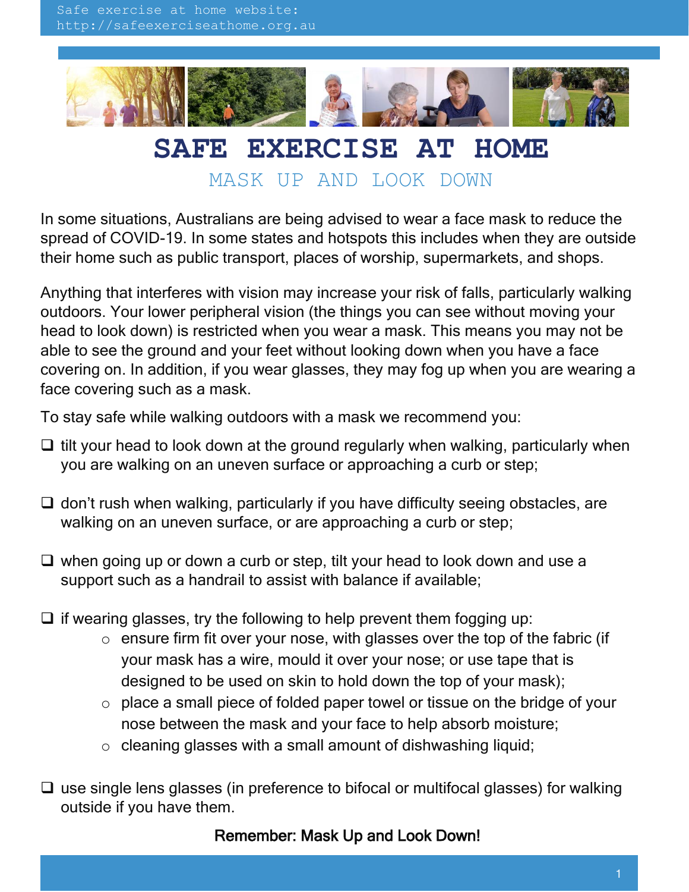Safe exercise at home website: http://safeexerciseathome.org.au

# SAFE EXERCISE AT HOME

## MASK UP AND LOOK DOWN

In some situations, Australians are being advised to wear a face mask to reduce the spread of COVID-19. In some states and hotspots this includes when they are outside their home such as public transport, places of worship, supermarkets, and shops.

Anything that interferes with vision may increase your risk of falls, particularly walking outdoors. Your lower peripheral vision (the things you can see without moving your head to look down) is restricted when you wear a mask. This means you may not be able to see the ground and your feet without looking down when you have a face covering on. In addition, if you wear glasses, they may fog up when you are wearing a face covering such as a mask.

To stay safe while walking outdoors with a mask we recommend you:

- tilt your head to look down at the ground regularly when walking, particularly when you are walking on an uneven surface or approaching a curb or step;
- don't rush when walking, particularly if you have difficulty seeing obstacles, are walking on an uneven surface, or are approaching a curb or step;
- when going up or down a curb or step, tilt your head to look down and use a support such as a handrail to assist with balance if available;
- if wearing glasses, try the following to help prevent them fogging up:
  - ensure firm fit over your nose, with glasses over the top of the fabric (if your mask has a wire, mould it over your nose; or use tape that is designed to be used on skin to hold down the top of your mask);
  - place a small piece of folded paper towel or tissue on the bridge of your nose between the mask and your face to help absorb moisture;
  - cleaning glasses with a small amount of dishwashing liquid;
- use single lens glasses (in preference to bifocal or multifocal glasses) for walking outside if you have them.

**Remember: Mask Up and Look Down!**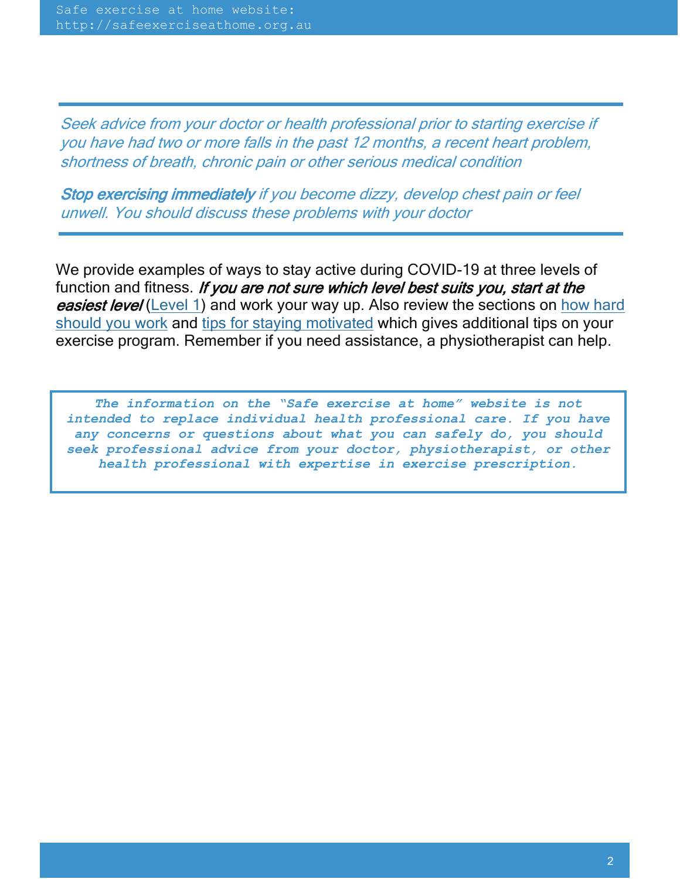*Seek advice from your doctor or health professional prior to starting exercise if you have had two or more falls in the past 12 months, a recent heart problem, shortness of breath, chronic pain or other serious medical condition*

***Stop exercising immediately*** *if you become dizzy, develop chest pain or feel unwell. You should discuss these problems with your doctor*

---

We provide examples of ways to stay active during COVID-19 at three levels of function and fitness. ***If you are not sure which level best suits you, start at the easiest level*** (Level 1) and work your way up. Also review the sections on how hard should you work and tips for staying motivated which gives additional tips on your exercise program. Remember if you need assistance, a physiotherapist can help.

***The information on the "Safe exercise at home" website is not intended to replace individual health professional care. If you have any concerns or questions about what you can safely do, you should seek professional advice from your doctor, physiotherapist, or other health professional with expertise in exercise prescription.***